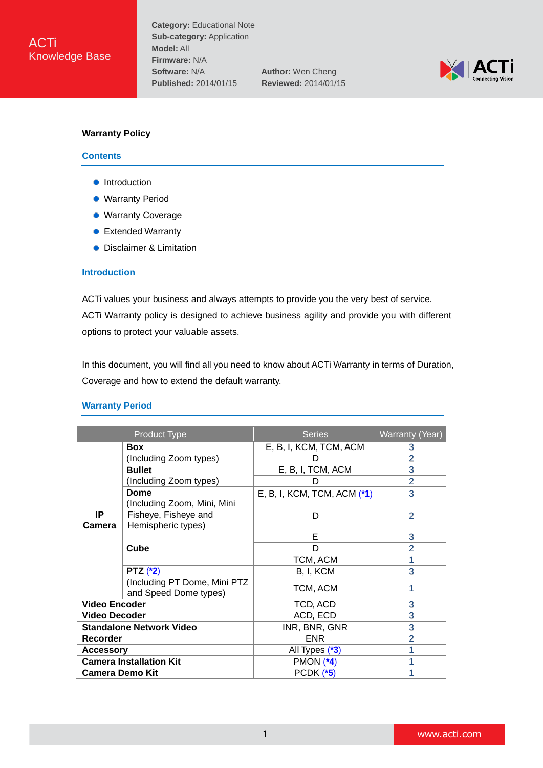ACTi Knowledge Base

**Category:** Educational Note
**Sub-category:** Application
**Model:** All
**Firmware:** N/A
**Software:** N/A
**Published:** 2014/01/15
**Author:** Wen Cheng
**Reviewed:** 2014/01/15

# Warranty Policy

## Contents

- Introduction
- Warranty Period
- Warranty Coverage
- Extended Warranty
- Disclaimer & Limitation

## Introduction

ACTi values your business and always attempts to provide you the very best of service. ACTi Warranty policy is designed to achieve business agility and provide you with different options to protect your valuable assets.

In this document, you will find all you need to know about ACTi Warranty in terms of Duration, Coverage and how to extend the default warranty.

## Warranty Period

| Product Type | | Series | Warranty (Year) |
|---|---|---|---|
| **IP Camera** | **Box** (Including Zoom types) | E, B, I, KCM, TCM, ACM | 3 |
| | | D | 2 |
| | **Bullet** (Including Zoom types) | E, B, I, TCM, ACM | 3 |
| | | D | 2 |
| | **Dome** (Including Zoom, Mini, Mini Fisheye, Fisheye and Hemispheric types) | E, B, I, KCM, TCM, ACM (*1) | 3 |
| | | D | 2 |
| | **Cube** | E | 3 |
| | | D | 2 |
| | | TCM, ACM | 1 |
| | **PTZ** (*2) (Including PT Dome, Mini PTZ and Speed Dome types) | B, I, KCM | 3 |
| | | TCM, ACM | 1 |
| **Video Encoder** | | TCD, ACD | 3 |
| **Video Decoder** | | ACD, ECD | 3 |
| **Standalone Network Video Recorder** | | INR, BNR, GNR | 3 |
| | | ENR | 2 |
| **Accessory** | | All Types (*3) | 1 |
| **Camera Installation Kit** | | PMON (*4) | 1 |
| **Camera Demo Kit** | | PCDK (*5) | 1 |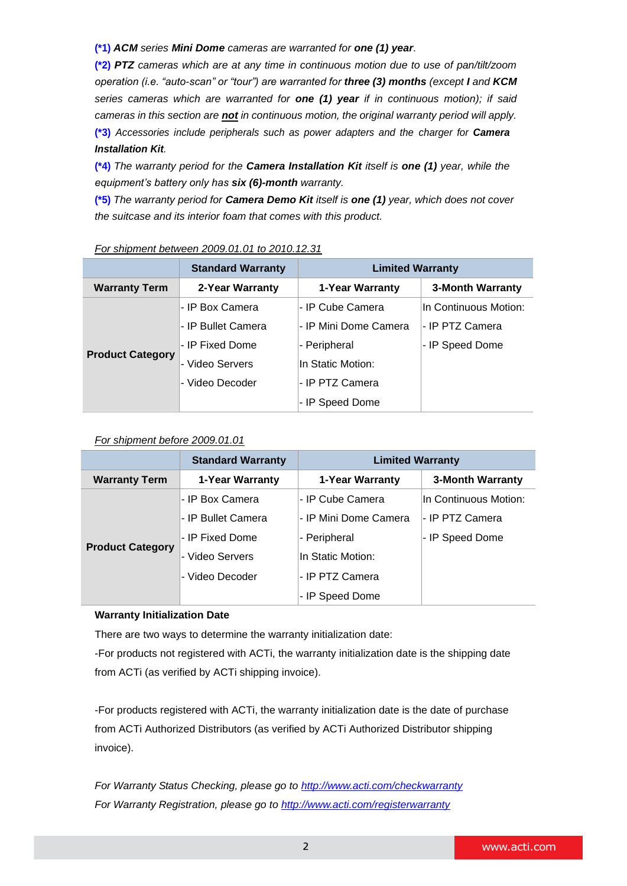**(*1)** ***ACM*** *series* ***Mini Dome*** *cameras are warranted for* ***one (1) year****.*

**(*2)** ***PTZ*** *cameras which are at any time in continuous motion due to use of pan/tilt/zoom operation (i.e. "auto-scan" or "tour") are warranted for* ***three (3) months*** *(except* ***I*** *and* ***KCM*** *series cameras which are warranted for* ***one (1) year*** *if in continuous motion); if said cameras in this section are* ***not*** *in continuous motion, the original warranty period will apply.*

**(*3)** *Accessories include peripherals such as power adapters and the charger for* ***Camera Installation Kit****.*

**(*4)** *The warranty period for the* ***Camera Installation Kit*** *itself is* ***one (1)*** *year, while the equipment's battery only has* ***six (6)-month*** *warranty.*

**(*5)** *The warranty period for* ***Camera Demo Kit*** *itself is* ***one (1)*** *year, which does not cover the suitcase and its interior foam that comes with this product.*

*For shipment between 2009.01.01 to 2010.12.31*

| | **Standard Warranty** | **Limited Warranty** | |
|---|---|---|---|
| **Warranty Term** | **2-Year Warranty** | **1-Year Warranty** | **3-Month Warranty** |
| **Product Category** | - IP Box Camera<br>- IP Bullet Camera<br>- IP Fixed Dome<br>- Video Servers<br>- Video Decoder | - IP Cube Camera<br>- IP Mini Dome Camera<br>- Peripheral<br>In Static Motion:<br>- IP PTZ Camera<br>- IP Speed Dome | In Continuous Motion:<br>- IP PTZ Camera<br>- IP Speed Dome |

*For shipment before 2009.01.01*

| | **Standard Warranty** | **Limited Warranty** | |
|---|---|---|---|
| **Warranty Term** | **1-Year Warranty** | **1-Year Warranty** | **3-Month Warranty** |
| **Product Category** | - IP Box Camera<br>- IP Bullet Camera<br>- IP Fixed Dome<br>- Video Servers<br>- Video Decoder | - IP Cube Camera<br>- IP Mini Dome Camera<br>- Peripheral<br>In Static Motion:<br>- IP PTZ Camera<br>- IP Speed Dome | In Continuous Motion:<br>- IP PTZ Camera<br>- IP Speed Dome |

**Warranty Initialization Date**

There are two ways to determine the warranty initialization date:

-For products not registered with ACTi, the warranty initialization date is the shipping date from ACTi (as verified by ACTi shipping invoice).

-For products registered with ACTi, the warranty initialization date is the date of purchase from ACTi Authorized Distributors (as verified by ACTi Authorized Distributor shipping invoice).

*For Warranty Status Checking, please go to* [http://www.acti.com/checkwarranty](http://www.acti.com/checkwarranty)

*For Warranty Registration, please go to* [http://www.acti.com/registerwarranty](http://www.acti.com/registerwarranty)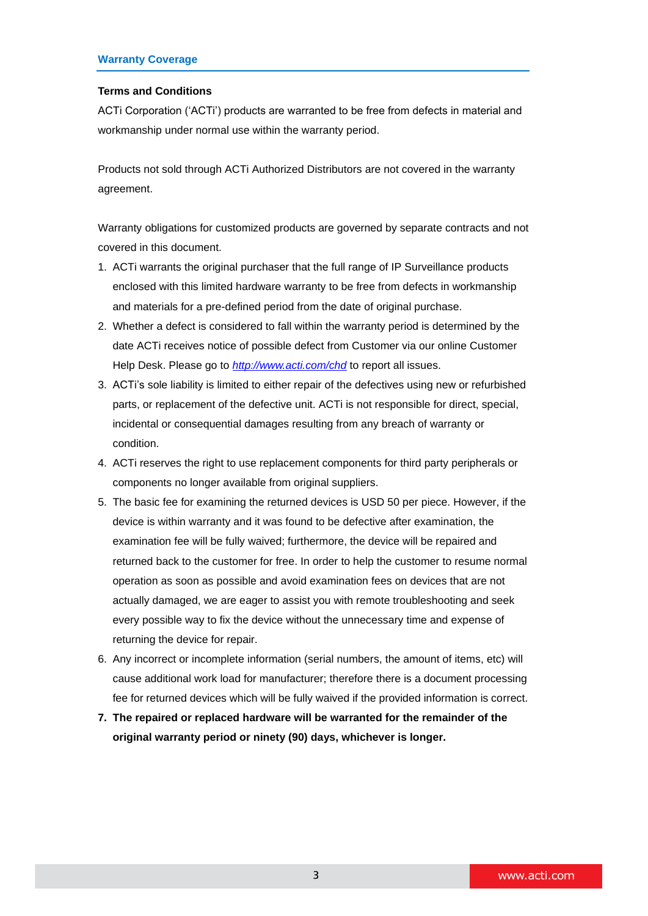## Warranty Coverage

### Terms and Conditions

ACTi Corporation ('ACTi') products are warranted to be free from defects in material and workmanship under normal use within the warranty period.

Products not sold through ACTi Authorized Distributors are not covered in the warranty agreement.

Warranty obligations for customized products are governed by separate contracts and not covered in this document.

1. ACTi warrants the original purchaser that the full range of IP Surveillance products enclosed with this limited hardware warranty to be free from defects in workmanship and materials for a pre-defined period from the date of original purchase.
2. Whether a defect is considered to fall within the warranty period is determined by the date ACTi receives notice of possible defect from Customer via our online Customer Help Desk. Please go to *http://www.acti.com/chd* to report all issues.
3. ACTi's sole liability is limited to either repair of the defectives using new or refurbished parts, or replacement of the defective unit. ACTi is not responsible for direct, special, incidental or consequential damages resulting from any breach of warranty or condition.
4. ACTi reserves the right to use replacement components for third party peripherals or components no longer available from original suppliers.
5. The basic fee for examining the returned devices is USD 50 per piece. However, if the device is within warranty and it was found to be defective after examination, the examination fee will be fully waived; furthermore, the device will be repaired and returned back to the customer for free. In order to help the customer to resume normal operation as soon as possible and avoid examination fees on devices that are not actually damaged, we are eager to assist you with remote troubleshooting and seek every possible way to fix the device without the unnecessary time and expense of returning the device for repair.
6. Any incorrect or incomplete information (serial numbers, the amount of items, etc) will cause additional work load for manufacturer; therefore there is a document processing fee for returned devices which will be fully waived if the provided information is correct.
7. **The repaired or replaced hardware will be warranted for the remainder of the original warranty period or ninety (90) days, whichever is longer.**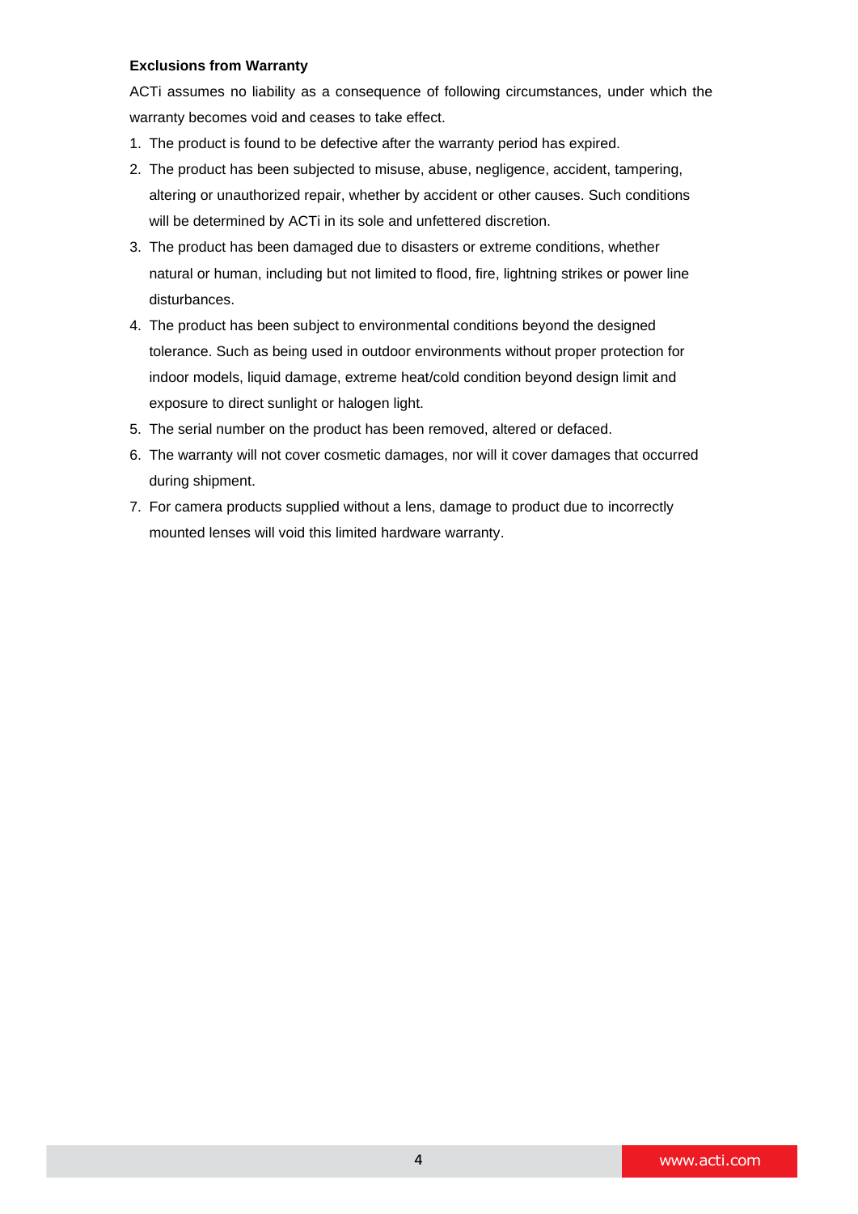**Exclusions from Warranty**

ACTi assumes no liability as a consequence of following circumstances, under which the warranty becomes void and ceases to take effect.

1. The product is found to be defective after the warranty period has expired.
2. The product has been subjected to misuse, abuse, negligence, accident, tampering, altering or unauthorized repair, whether by accident or other causes. Such conditions will be determined by ACTi in its sole and unfettered discretion.
3. The product has been damaged due to disasters or extreme conditions, whether natural or human, including but not limited to flood, fire, lightning strikes or power line disturbances.
4. The product has been subject to environmental conditions beyond the designed tolerance. Such as being used in outdoor environments without proper protection for indoor models, liquid damage, extreme heat/cold condition beyond design limit and exposure to direct sunlight or halogen light.
5. The serial number on the product has been removed, altered or defaced.
6. The warranty will not cover cosmetic damages, nor will it cover damages that occurred during shipment.
7. For camera products supplied without a lens, damage to product due to incorrectly mounted lenses will void this limited hardware warranty.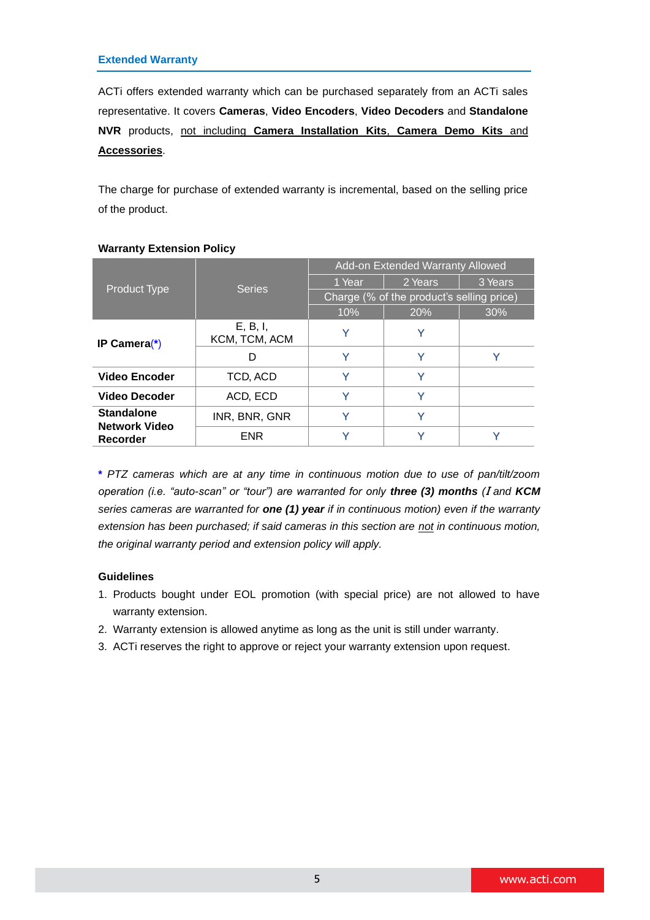## Extended Warranty

ACTi offers extended warranty which can be purchased separately from an ACTi sales representative. It covers **Cameras**, **Video Encoders**, **Video Decoders** and **Standalone NVR** products, <u>not including **Camera Installation Kits**, **Camera Demo Kits** and **Accessories**</u>.

The charge for purchase of extended warranty is incremental, based on the selling price of the product.

**Warranty Extension Policy**

| Product Type | Series | Add-on Extended Warranty Allowed | | |
|---|---|---|---|---|
| | | 1 Year | 2 Years | 3 Years |
| | | Charge (% of the product's selling price) | | |
| | | 10% | 20% | 30% |
| **IP Camera(*)** | E, B, I, KCM, TCM, ACM | Y | Y | |
| | D | Y | Y | Y |
| **Video Encoder** | TCD, ACD | Y | Y | |
| **Video Decoder** | ACD, ECD | Y | Y | |
| **Standalone Network Video Recorder** | INR, BNR, GNR | Y | Y | |
| | ENR | Y | Y | Y |

**\*** *PTZ cameras which are at any time in continuous motion due to use of pan/tilt/zoom operation (i.e. "auto-scan" or "tour") are warranted for only **three (3) months** (I and **KCM** series cameras are warranted for **one (1) year** if in continuous motion) even if the warranty extension has been purchased; if said cameras in this section are <u>not</u> in continuous motion, the original warranty period and extension policy will apply.*

**Guidelines**

1. Products bought under EOL promotion (with special price) are not allowed to have warranty extension.
2. Warranty extension is allowed anytime as long as the unit is still under warranty.
3. ACTi reserves the right to approve or reject your warranty extension upon request.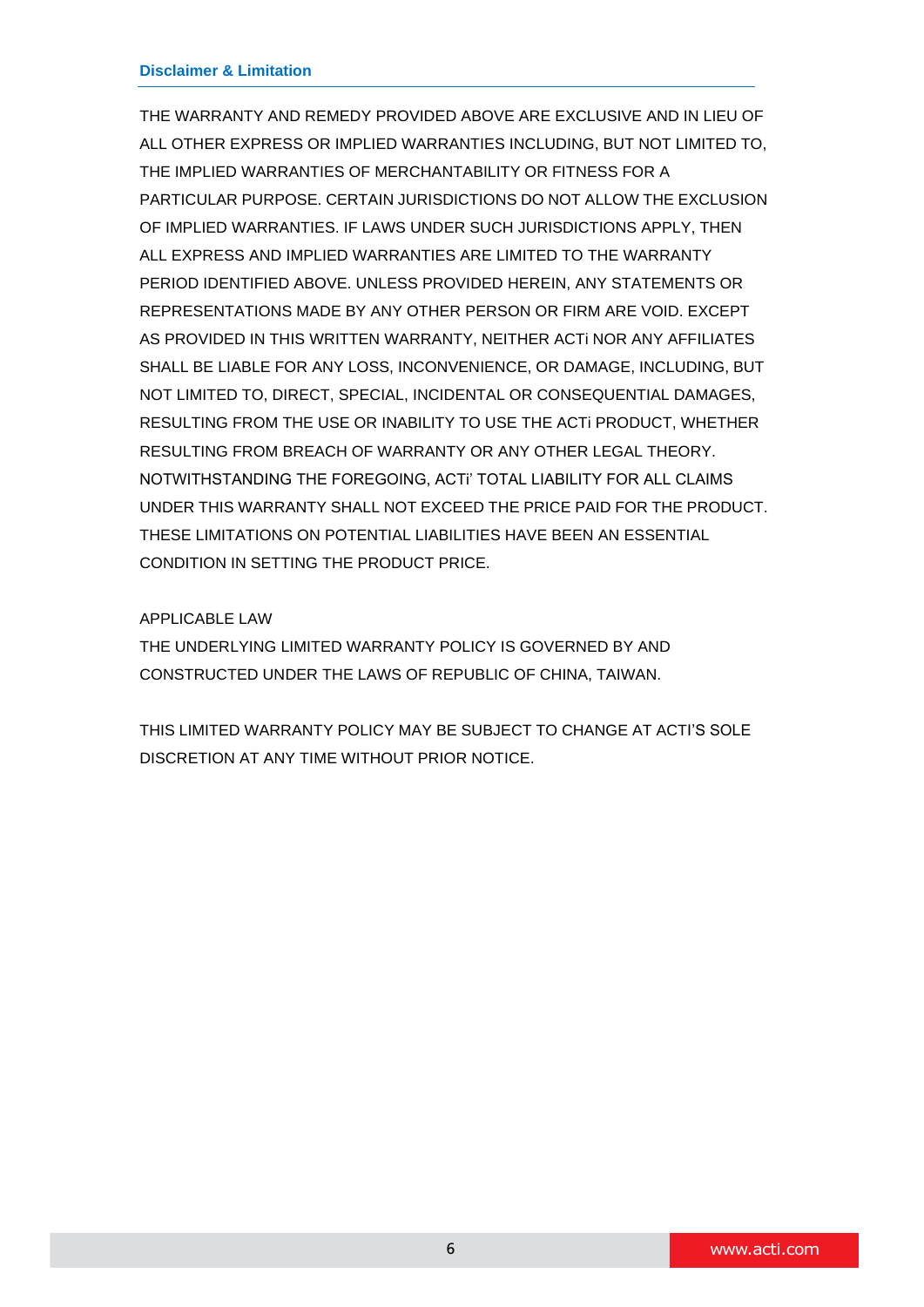## Disclaimer & Limitation

THE WARRANTY AND REMEDY PROVIDED ABOVE ARE EXCLUSIVE AND IN LIEU OF ALL OTHER EXPRESS OR IMPLIED WARRANTIES INCLUDING, BUT NOT LIMITED TO, THE IMPLIED WARRANTIES OF MERCHANTABILITY OR FITNESS FOR A PARTICULAR PURPOSE. CERTAIN JURISDICTIONS DO NOT ALLOW THE EXCLUSION OF IMPLIED WARRANTIES. IF LAWS UNDER SUCH JURISDICTIONS APPLY, THEN ALL EXPRESS AND IMPLIED WARRANTIES ARE LIMITED TO THE WARRANTY PERIOD IDENTIFIED ABOVE. UNLESS PROVIDED HEREIN, ANY STATEMENTS OR REPRESENTATIONS MADE BY ANY OTHER PERSON OR FIRM ARE VOID. EXCEPT AS PROVIDED IN THIS WRITTEN WARRANTY, NEITHER ACTi NOR ANY AFFILIATES SHALL BE LIABLE FOR ANY LOSS, INCONVENIENCE, OR DAMAGE, INCLUDING, BUT NOT LIMITED TO, DIRECT, SPECIAL, INCIDENTAL OR CONSEQUENTIAL DAMAGES, RESULTING FROM THE USE OR INABILITY TO USE THE ACTi PRODUCT, WHETHER RESULTING FROM BREACH OF WARRANTY OR ANY OTHER LEGAL THEORY. NOTWITHSTANDING THE FOREGOING, ACTi' TOTAL LIABILITY FOR ALL CLAIMS UNDER THIS WARRANTY SHALL NOT EXCEED THE PRICE PAID FOR THE PRODUCT. THESE LIMITATIONS ON POTENTIAL LIABILITIES HAVE BEEN AN ESSENTIAL CONDITION IN SETTING THE PRODUCT PRICE.

APPLICABLE LAW

THE UNDERLYING LIMITED WARRANTY POLICY IS GOVERNED BY AND CONSTRUCTED UNDER THE LAWS OF REPUBLIC OF CHINA, TAIWAN.

THIS LIMITED WARRANTY POLICY MAY BE SUBJECT TO CHANGE AT ACTI'S SOLE DISCRETION AT ANY TIME WITHOUT PRIOR NOTICE.